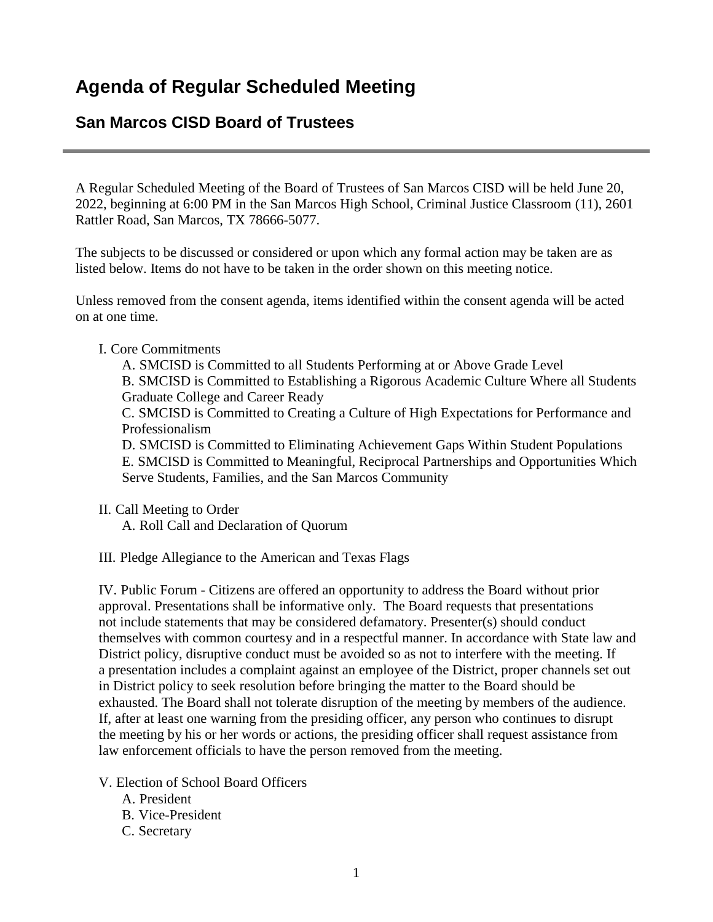# Agenda of Regular Scheduled Meeting

## San Marcos CISD Board of Trustees

---

A Regular Scheduled Meeting of the Board of Trustees of San Marcos CISD will be held June 20, 2022, beginning at 6:00 PM in the San Marcos High School, Criminal Justice Classroom (11), 2601 Rattler Road, San Marcos, TX 78666-5077.

The subjects to be discussed or considered or upon which any formal action may be taken are as listed below. Items do not have to be taken in the order shown on this meeting notice.

Unless removed from the consent agenda, items identified within the consent agenda will be acted on at one time.

I. Core Commitments
- A. SMCISD is Committed to all Students Performing at or Above Grade Level
- B. SMCISD is Committed to Establishing a Rigorous Academic Culture Where all Students Graduate College and Career Ready
- C. SMCISD is Committed to Creating a Culture of High Expectations for Performance and Professionalism
- D. SMCISD is Committed to Eliminating Achievement Gaps Within Student Populations
- E. SMCISD is Committed to Meaningful, Reciprocal Partnerships and Opportunities Which Serve Students, Families, and the San Marcos Community

II. Call Meeting to Order
- A. Roll Call and Declaration of Quorum

III. Pledge Allegiance to the American and Texas Flags

IV. Public Forum - Citizens are offered an opportunity to address the Board without prior approval. Presentations shall be informative only. The Board requests that presentations not include statements that may be considered defamatory. Presenter(s) should conduct themselves with common courtesy and in a respectful manner. In accordance with State law and District policy, disruptive conduct must be avoided so as not to interfere with the meeting. If a presentation includes a complaint against an employee of the District, proper channels set out in District policy to seek resolution before bringing the matter to the Board should be exhausted. The Board shall not tolerate disruption of the meeting by members of the audience. If, after at least one warning from the presiding officer, any person who continues to disrupt the meeting by his or her words or actions, the presiding officer shall request assistance from law enforcement officials to have the person removed from the meeting.

V. Election of School Board Officers
- A. President
- B. Vice-President
- C. Secretary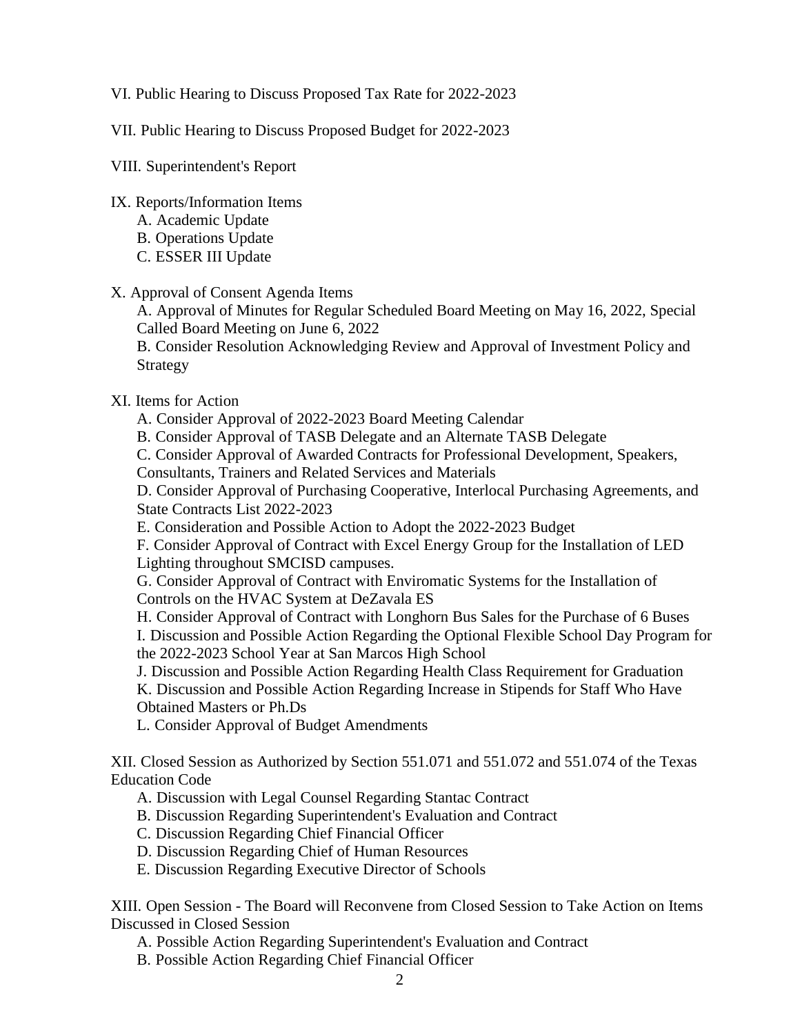VI. Public Hearing to Discuss Proposed Tax Rate for 2022-2023

VII. Public Hearing to Discuss Proposed Budget for 2022-2023

VIII. Superintendent's Report

IX. Reports/Information Items
- A. Academic Update
- B. Operations Update
- C. ESSER III Update

X. Approval of Consent Agenda Items
- A. Approval of Minutes for Regular Scheduled Board Meeting on May 16, 2022, Special Called Board Meeting on June 6, 2022
- B. Consider Resolution Acknowledging Review and Approval of Investment Policy and Strategy

XI. Items for Action
- A. Consider Approval of 2022-2023 Board Meeting Calendar
- B. Consider Approval of TASB Delegate and an Alternate TASB Delegate
- C. Consider Approval of Awarded Contracts for Professional Development, Speakers, Consultants, Trainers and Related Services and Materials
- D. Consider Approval of Purchasing Cooperative, Interlocal Purchasing Agreements, and State Contracts List 2022-2023
- E. Consideration and Possible Action to Adopt the 2022-2023 Budget
- F. Consider Approval of Contract with Excel Energy Group for the Installation of LED Lighting throughout SMCISD campuses.
- G. Consider Approval of Contract with Enviromatic Systems for the Installation of Controls on the HVAC System at DeZavala ES
- H. Consider Approval of Contract with Longhorn Bus Sales for the Purchase of 6 Buses
- I. Discussion and Possible Action Regarding the Optional Flexible School Day Program for the 2022-2023 School Year at San Marcos High School
- J. Discussion and Possible Action Regarding Health Class Requirement for Graduation
- K. Discussion and Possible Action Regarding Increase in Stipends for Staff Who Have Obtained Masters or Ph.Ds
- L. Consider Approval of Budget Amendments

XII. Closed Session as Authorized by Section 551.071 and 551.072 and 551.074 of the Texas Education Code
- A. Discussion with Legal Counsel Regarding Stantac Contract
- B. Discussion Regarding Superintendent's Evaluation and Contract
- C. Discussion Regarding Chief Financial Officer
- D. Discussion Regarding Chief of Human Resources
- E. Discussion Regarding Executive Director of Schools

XIII. Open Session - The Board will Reconvene from Closed Session to Take Action on Items Discussed in Closed Session
- A. Possible Action Regarding Superintendent's Evaluation and Contract
- B. Possible Action Regarding Chief Financial Officer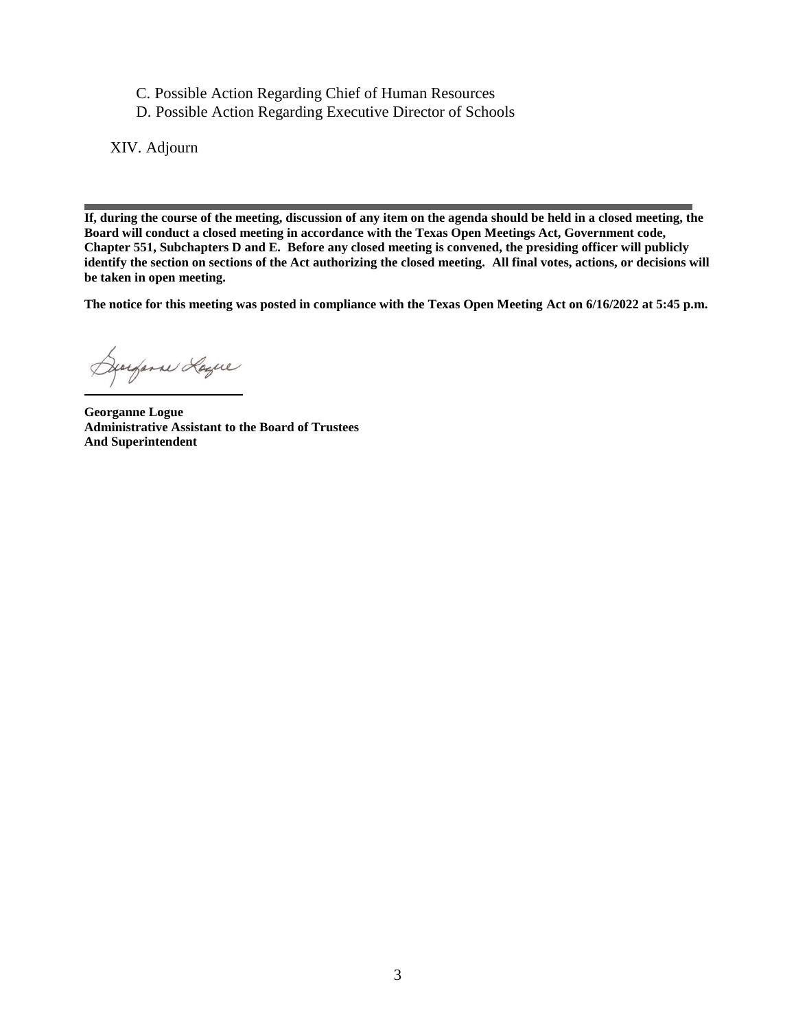C. Possible Action Regarding Chief of Human Resources

D. Possible Action Regarding Executive Director of Schools

XIV. Adjourn

---

**If, during the course of the meeting, discussion of any item on the agenda should be held in a closed meeting, the Board will conduct a closed meeting in accordance with the Texas Open Meetings Act, Government code, Chapter 551, Subchapters D and E. Before any closed meeting is convened, the presiding officer will publicly identify the section on sections of the Act authorizing the closed meeting. All final votes, actions, or decisions will be taken in open meeting.**

**The notice for this meeting was posted in compliance with the Texas Open Meeting Act on 6/16/2022 at 5:45 p.m.**

Georganne Logue

**Georganne Logue**
**Administrative Assistant to the Board of Trustees**
**And Superintendent**